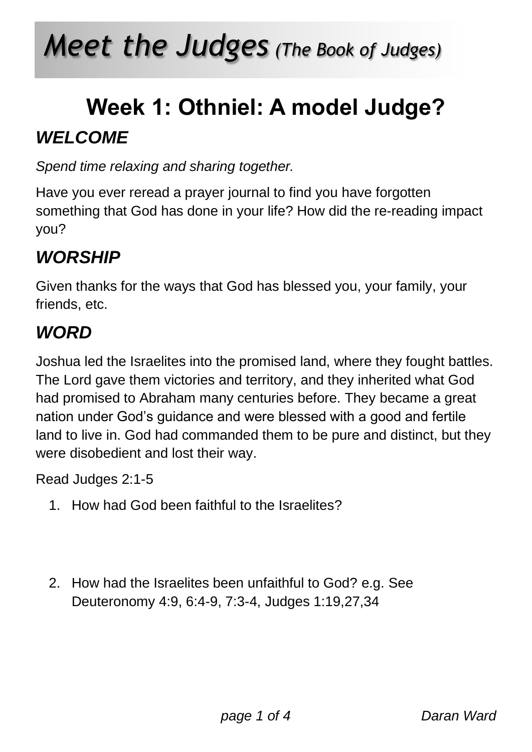# *Meet the Judges* *(The Book of Judges)*

## Week 1: Othniel: A model Judge?

### *WELCOME*

*Spend time relaxing and sharing together.*

Have you ever reread a prayer journal to find you have forgotten something that God has done in your life? How did the re-reading impact you?

### *WORSHIP*

Given thanks for the ways that God has blessed you, your family, your friends, etc.

### *WORD*

Joshua led the Israelites into the promised land, where they fought battles. The Lord gave them victories and territory, and they inherited what God had promised to Abraham many centuries before. They became a great nation under God's guidance and were blessed with a good and fertile land to live in. God had commanded them to be pure and distinct, but they were disobedient and lost their way.

Read Judges 2:1-5

1. How had God been faithful to the Israelites?

2. How had the Israelites been unfaithful to God? e.g. See Deuteronomy 4:9, 6:4-9, 7:3-4, Judges 1:19,27,34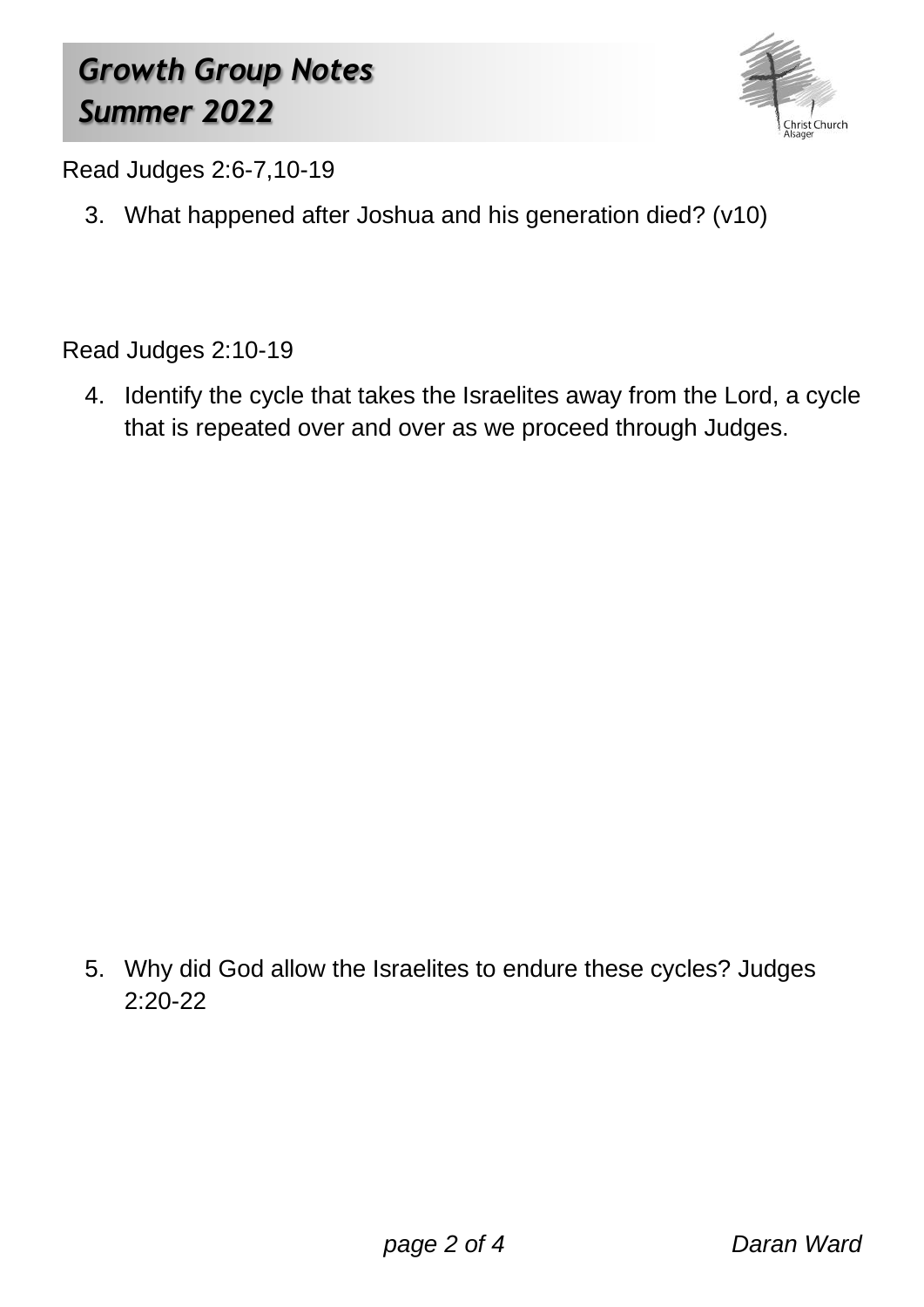Read Judges 2:6-7,10-19

3. What happened after Joshua and his generation died? (v10)

Read Judges 2:10-19

4. Identify the cycle that takes the Israelites away from the Lord, a cycle that is repeated over and over as we proceed through Judges.

5. Why did God allow the Israelites to endure these cycles? Judges 2:20-22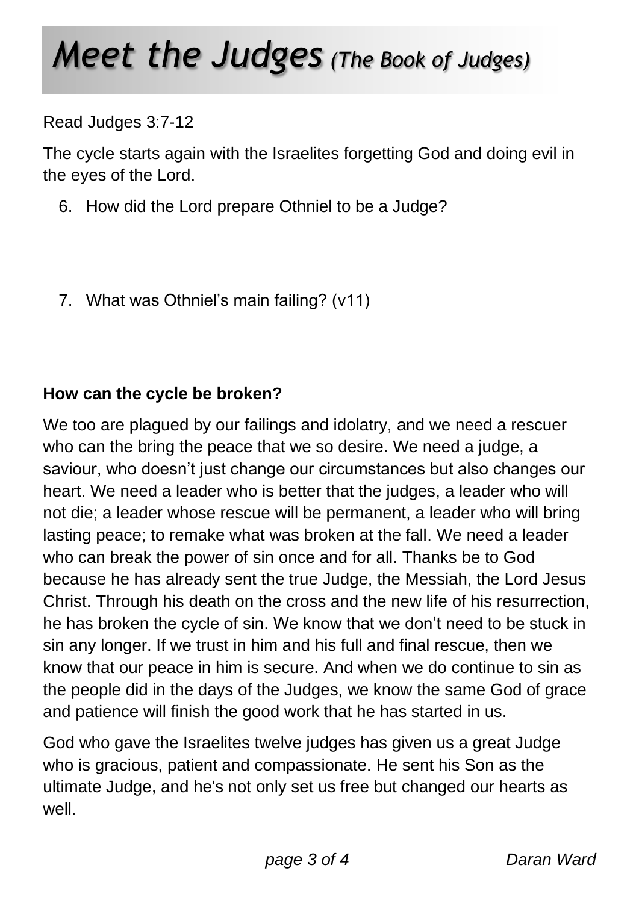# *Meet the Judges (The Book of Judges)*

Read Judges 3:7-12

The cycle starts again with the Israelites forgetting God and doing evil in the eyes of the Lord.

6. How did the Lord prepare Othniel to be a Judge?

7. What was Othniel's main failing? (v11)

**How can the cycle be broken?**

We too are plagued by our failings and idolatry, and we need a rescuer who can the bring the peace that we so desire. We need a judge, a saviour, who doesn't just change our circumstances but also changes our heart. We need a leader who is better that the judges, a leader who will not die; a leader whose rescue will be permanent, a leader who will bring lasting peace; to remake what was broken at the fall. We need a leader who can break the power of sin once and for all. Thanks be to God because he has already sent the true Judge, the Messiah, the Lord Jesus Christ. Through his death on the cross and the new life of his resurrection, he has broken the cycle of sin. We know that we don't need to be stuck in sin any longer. If we trust in him and his full and final rescue, then we know that our peace in him is secure. And when we do continue to sin as the people did in the days of the Judges, we know the same God of grace and patience will finish the good work that he has started in us.

God who gave the Israelites twelve judges has given us a great Judge who is gracious, patient and compassionate. He sent his Son as the ultimate Judge, and he's not only set us free but changed our hearts as well.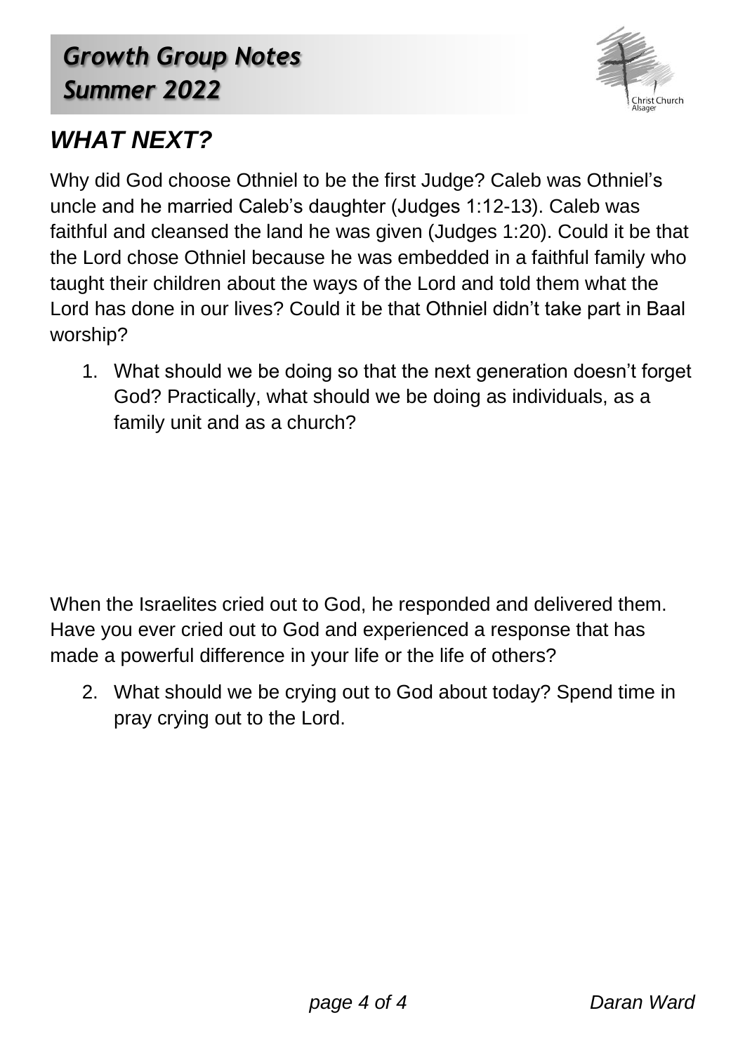## WHAT NEXT?

Why did God choose Othniel to be the first Judge? Caleb was Othniel's uncle and he married Caleb's daughter (Judges 1:12-13). Caleb was faithful and cleansed the land he was given (Judges 1:20). Could it be that the Lord chose Othniel because he was embedded in a faithful family who taught their children about the ways of the Lord and told them what the Lord has done in our lives? Could it be that Othniel didn't take part in Baal worship?

1. What should we be doing so that the next generation doesn't forget God? Practically, what should we be doing as individuals, as a family unit and as a church?

When the Israelites cried out to God, he responded and delivered them. Have you ever cried out to God and experienced a response that has made a powerful difference in your life or the life of others?

2. What should we be crying out to God about today? Spend time in pray crying out to the Lord.